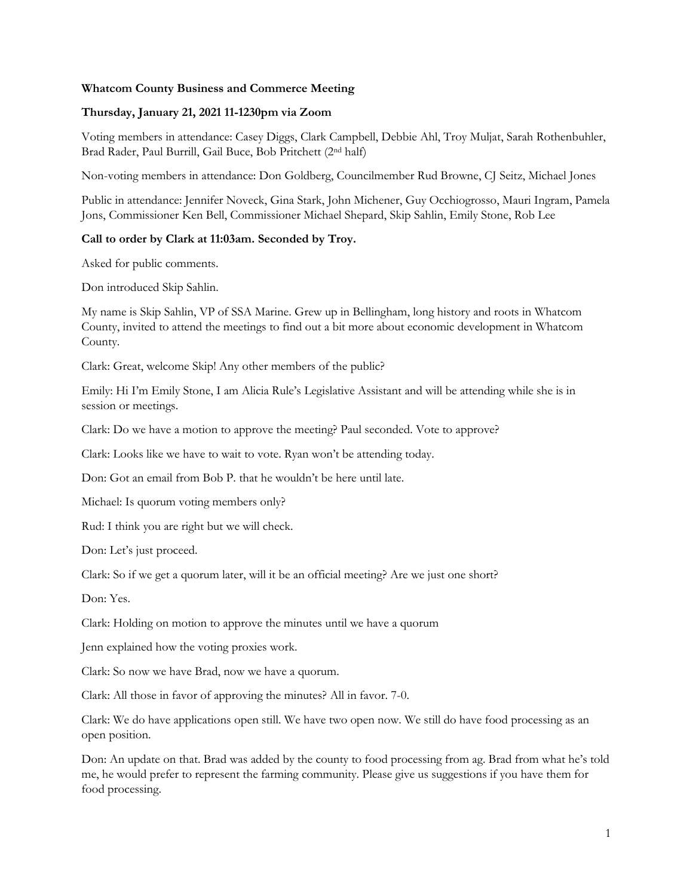**Whatcom County Business and Commerce Meeting**

**Thursday, January 21, 2021 11-1230pm via Zoom**

Voting members in attendance: Casey Diggs, Clark Campbell, Debbie Ahl, Troy Muljat, Sarah Rothenbuhler, Brad Rader, Paul Burrill, Gail Buce, Bob Pritchett (2nd half)

Non-voting members in attendance: Don Goldberg, Councilmember Rud Browne, CJ Seitz, Michael Jones

Public in attendance: Jennifer Noveck, Gina Stark, John Michener, Guy Occhiogrosso, Mauri Ingram, Pamela Jons, Commissioner Ken Bell, Commissioner Michael Shepard, Skip Sahlin, Emily Stone, Rob Lee

**Call to order by Clark at 11:03am. Seconded by Troy.**

Asked for public comments.

Don introduced Skip Sahlin.

My name is Skip Sahlin, VP of SSA Marine. Grew up in Bellingham, long history and roots in Whatcom County, invited to attend the meetings to find out a bit more about economic development in Whatcom County.

Clark: Great, welcome Skip! Any other members of the public?

Emily: Hi I'm Emily Stone, I am Alicia Rule's Legislative Assistant and will be attending while she is in session or meetings.

Clark: Do we have a motion to approve the meeting? Paul seconded. Vote to approve?

Clark: Looks like we have to wait to vote. Ryan won't be attending today.

Don: Got an email from Bob P. that he wouldn't be here until late.

Michael: Is quorum voting members only?

Rud: I think you are right but we will check.

Don: Let's just proceed.

Clark: So if we get a quorum later, will it be an official meeting? Are we just one short?

Don: Yes.

Clark: Holding on motion to approve the minutes until we have a quorum

Jenn explained how the voting proxies work.

Clark: So now we have Brad, now we have a quorum.

Clark: All those in favor of approving the minutes? All in favor. 7-0.

Clark: We do have applications open still. We have two open now. We still do have food processing as an open position.

Don: An update on that. Brad was added by the county to food processing from ag. Brad from what he's told me, he would prefer to represent the farming community. Please give us suggestions if you have them for food processing.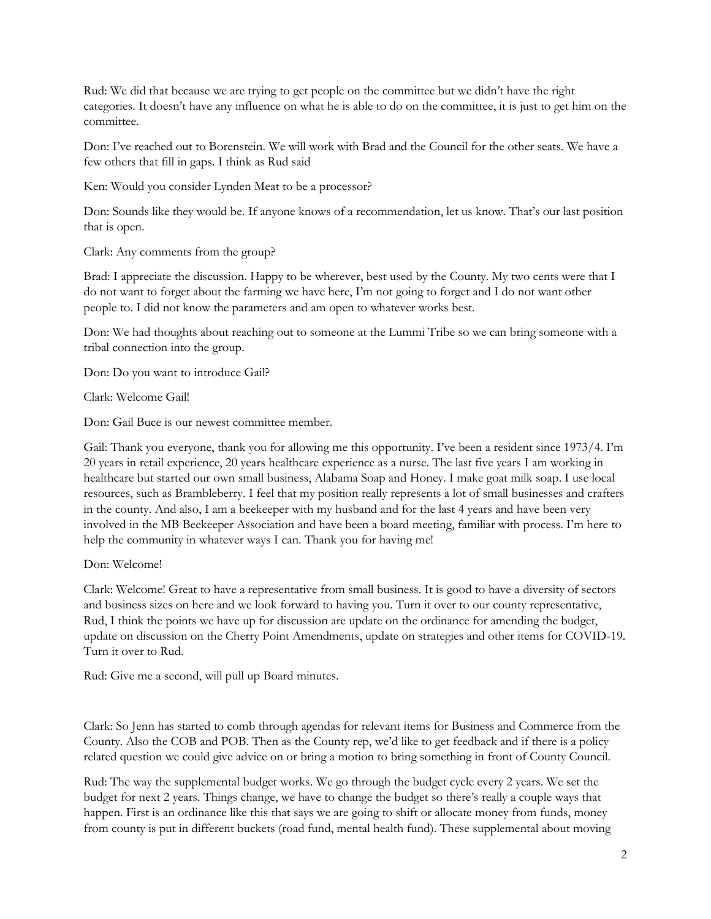Rud: We did that because we are trying to get people on the committee but we didn't have the right categories. It doesn't have any influence on what he is able to do on the committee, it is just to get him on the committee.

Don: I've reached out to Borenstein. We will work with Brad and the Council for the other seats. We have a few others that fill in gaps. I think as Rud said

Ken: Would you consider Lynden Meat to be a processor?

Don: Sounds like they would be. If anyone knows of a recommendation, let us know. That's our last position that is open.

Clark: Any comments from the group?

Brad: I appreciate the discussion. Happy to be wherever, best used by the County. My two cents were that I do not want to forget about the farming we have here, I'm not going to forget and I do not want other people to. I did not know the parameters and am open to whatever works best.

Don: We had thoughts about reaching out to someone at the Lummi Tribe so we can bring someone with a tribal connection into the group.

Don: Do you want to introduce Gail?

Clark: Welcome Gail!

Don: Gail Buce is our newest committee member.

Gail: Thank you everyone, thank you for allowing me this opportunity. I've been a resident since 1973/4. I'm 20 years in retail experience, 20 years healthcare experience as a nurse. The last five years I am working in healthcare but started our own small business, Alabama Soap and Honey. I make goat milk soap. I use local resources, such as Brambleberry. I feel that my position really represents a lot of small businesses and crafters in the county. And also, I am a beekeeper with my husband and for the last 4 years and have been very involved in the MB Beekeeper Association and have been a board meeting, familiar with process. I'm here to help the community in whatever ways I can. Thank you for having me!

Don: Welcome!

Clark: Welcome! Great to have a representative from small business. It is good to have a diversity of sectors and business sizes on here and we look forward to having you. Turn it over to our county representative, Rud, I think the points we have up for discussion are update on the ordinance for amending the budget, update on discussion on the Cherry Point Amendments, update on strategies and other items for COVID-19. Turn it over to Rud.

Rud: Give me a second, will pull up Board minutes.

Clark: So Jenn has started to comb through agendas for relevant items for Business and Commerce from the County. Also the COB and POB. Then as the County rep, we'd like to get feedback and if there is a policy related question we could give advice on or bring a motion to bring something in front of County Council.

Rud: The way the supplemental budget works. We go through the budget cycle every 2 years. We set the budget for next 2 years. Things change, we have to change the budget so there's really a couple ways that happen. First is an ordinance like this that says we are going to shift or allocate money from funds, money from county is put in different buckets (road fund, mental health fund). These supplemental about moving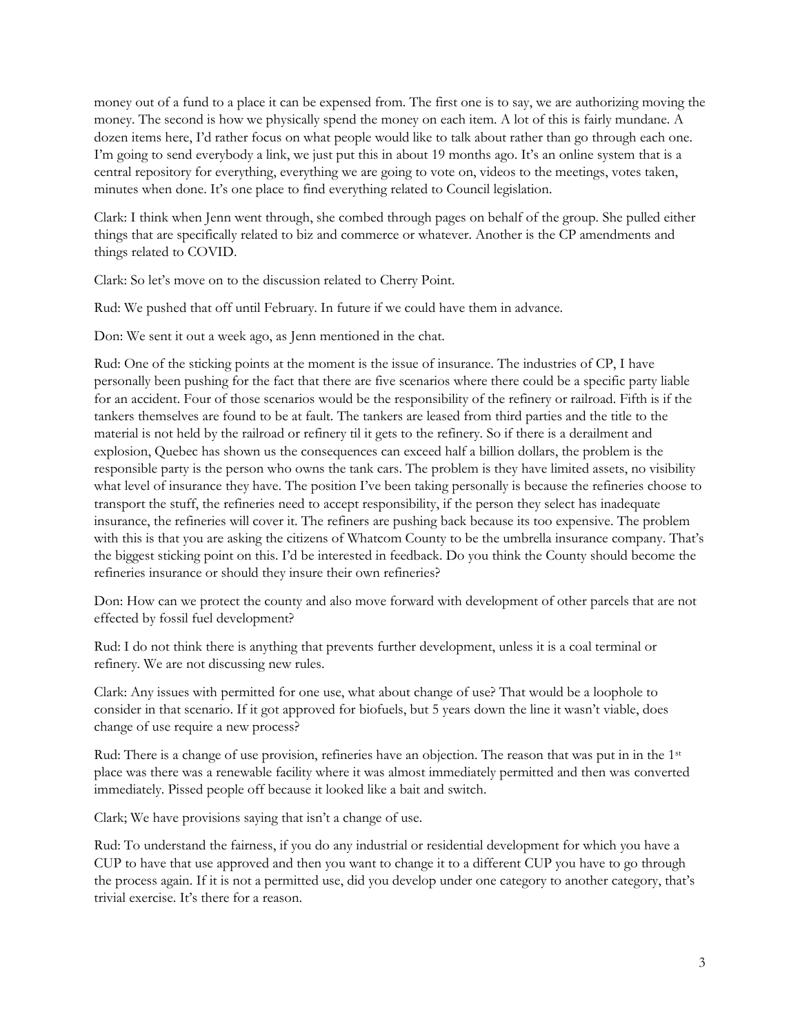money out of a fund to a place it can be expensed from. The first one is to say, we are authorizing moving the money. The second is how we physically spend the money on each item. A lot of this is fairly mundane. A dozen items here, I'd rather focus on what people would like to talk about rather than go through each one. I'm going to send everybody a link, we just put this in about 19 months ago. It's an online system that is a central repository for everything, everything we are going to vote on, videos to the meetings, votes taken, minutes when done. It's one place to find everything related to Council legislation.

Clark: I think when Jenn went through, she combed through pages on behalf of the group. She pulled either things that are specifically related to biz and commerce or whatever. Another is the CP amendments and things related to COVID.

Clark: So let's move on to the discussion related to Cherry Point.

Rud: We pushed that off until February. In future if we could have them in advance.

Don: We sent it out a week ago, as Jenn mentioned in the chat.

Rud: One of the sticking points at the moment is the issue of insurance. The industries of CP, I have personally been pushing for the fact that there are five scenarios where there could be a specific party liable for an accident. Four of those scenarios would be the responsibility of the refinery or railroad. Fifth is if the tankers themselves are found to be at fault. The tankers are leased from third parties and the title to the material is not held by the railroad or refinery til it gets to the refinery. So if there is a derailment and explosion, Quebec has shown us the consequences can exceed half a billion dollars, the problem is the responsible party is the person who owns the tank cars. The problem is they have limited assets, no visibility what level of insurance they have. The position I've been taking personally is because the refineries choose to transport the stuff, the refineries need to accept responsibility, if the person they select has inadequate insurance, the refineries will cover it. The refiners are pushing back because its too expensive. The problem with this is that you are asking the citizens of Whatcom County to be the umbrella insurance company. That's the biggest sticking point on this. I'd be interested in feedback. Do you think the County should become the refineries insurance or should they insure their own refineries?

Don: How can we protect the county and also move forward with development of other parcels that are not effected by fossil fuel development?

Rud: I do not think there is anything that prevents further development, unless it is a coal terminal or refinery. We are not discussing new rules.

Clark: Any issues with permitted for one use, what about change of use? That would be a loophole to consider in that scenario. If it got approved for biofuels, but 5 years down the line it wasn't viable, does change of use require a new process?

Rud: There is a change of use provision, refineries have an objection. The reason that was put in in the 1st place was there was a renewable facility where it was almost immediately permitted and then was converted immediately. Pissed people off because it looked like a bait and switch.

Clark; We have provisions saying that isn't a change of use.

Rud: To understand the fairness, if you do any industrial or residential development for which you have a CUP to have that use approved and then you want to change it to a different CUP you have to go through the process again. If it is not a permitted use, did you develop under one category to another category, that's trivial exercise. It's there for a reason.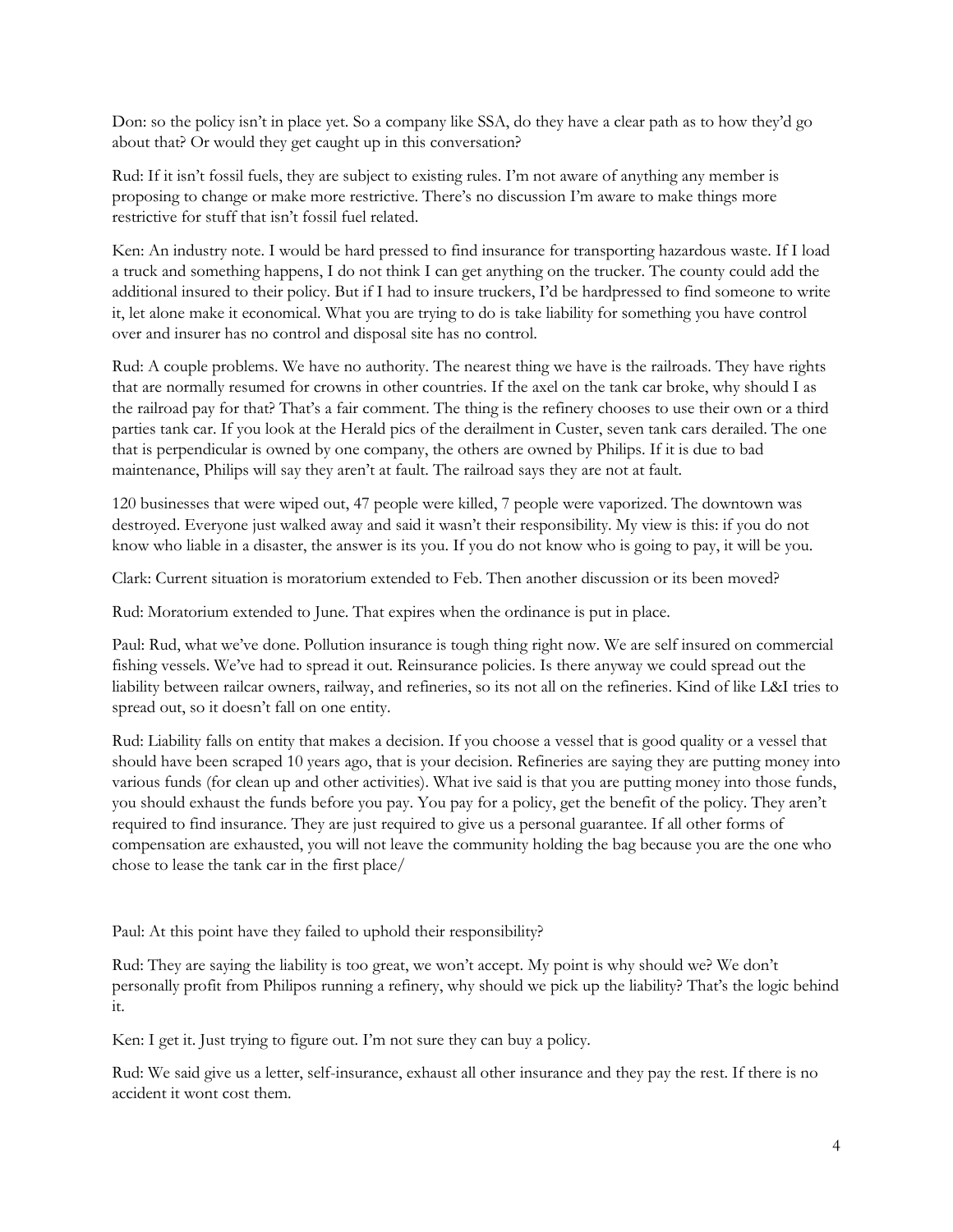Don: so the policy isn't in place yet. So a company like SSA, do they have a clear path as to how they'd go about that? Or would they get caught up in this conversation?

Rud: If it isn't fossil fuels, they are subject to existing rules. I'm not aware of anything any member is proposing to change or make more restrictive. There's no discussion I'm aware to make things more restrictive for stuff that isn't fossil fuel related.

Ken: An industry note. I would be hard pressed to find insurance for transporting hazardous waste. If I load a truck and something happens, I do not think I can get anything on the trucker. The county could add the additional insured to their policy. But if I had to insure truckers, I'd be hardpressed to find someone to write it, let alone make it economical. What you are trying to do is take liability for something you have control over and insurer has no control and disposal site has no control.

Rud: A couple problems. We have no authority. The nearest thing we have is the railroads. They have rights that are normally resumed for crowns in other countries. If the axel on the tank car broke, why should I as the railroad pay for that? That's a fair comment. The thing is the refinery chooses to use their own or a third parties tank car. If you look at the Herald pics of the derailment in Custer, seven tank cars derailed. The one that is perpendicular is owned by one company, the others are owned by Philips. If it is due to bad maintenance, Philips will say they aren't at fault. The railroad says they are not at fault.

120 businesses that were wiped out, 47 people were killed, 7 people were vaporized. The downtown was destroyed. Everyone just walked away and said it wasn't their responsibility. My view is this: if you do not know who liable in a disaster, the answer is its you. If you do not know who is going to pay, it will be you.

Clark: Current situation is moratorium extended to Feb. Then another discussion or its been moved?

Rud: Moratorium extended to June. That expires when the ordinance is put in place.

Paul: Rud, what we've done. Pollution insurance is tough thing right now. We are self insured on commercial fishing vessels. We've had to spread it out. Reinsurance policies. Is there anyway we could spread out the liability between railcar owners, railway, and refineries, so its not all on the refineries. Kind of like L&I tries to spread out, so it doesn't fall on one entity.

Rud: Liability falls on entity that makes a decision. If you choose a vessel that is good quality or a vessel that should have been scraped 10 years ago, that is your decision. Refineries are saying they are putting money into various funds (for clean up and other activities). What ive said is that you are putting money into those funds, you should exhaust the funds before you pay. You pay for a policy, get the benefit of the policy. They aren't required to find insurance. They are just required to give us a personal guarantee. If all other forms of compensation are exhausted, you will not leave the community holding the bag because you are the one who chose to lease the tank car in the first place/

Paul: At this point have they failed to uphold their responsibility?

Rud: They are saying the liability is too great, we won't accept. My point is why should we? We don't personally profit from Philipos running a refinery, why should we pick up the liability? That's the logic behind it.

Ken: I get it. Just trying to figure out. I'm not sure they can buy a policy.

Rud: We said give us a letter, self-insurance, exhaust all other insurance and they pay the rest. If there is no accident it wont cost them.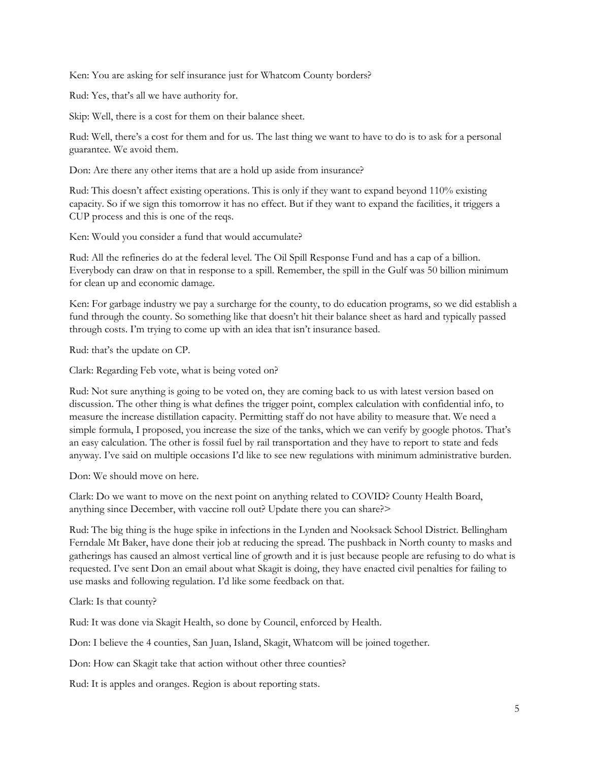Ken: You are asking for self insurance just for Whatcom County borders?

Rud: Yes, that's all we have authority for.

Skip: Well, there is a cost for them on their balance sheet.

Rud: Well, there's a cost for them and for us. The last thing we want to have to do is to ask for a personal guarantee. We avoid them.

Don: Are there any other items that are a hold up aside from insurance?

Rud: This doesn't affect existing operations. This is only if they want to expand beyond 110% existing capacity. So if we sign this tomorrow it has no effect. But if they want to expand the facilities, it triggers a CUP process and this is one of the reqs.

Ken: Would you consider a fund that would accumulate?

Rud: All the refineries do at the federal level. The Oil Spill Response Fund and has a cap of a billion. Everybody can draw on that in response to a spill. Remember, the spill in the Gulf was 50 billion minimum for clean up and economic damage.

Ken: For garbage industry we pay a surcharge for the county, to do education programs, so we did establish a fund through the county. So something like that doesn't hit their balance sheet as hard and typically passed through costs. I'm trying to come up with an idea that isn't insurance based.

Rud: that's the update on CP.

Clark: Regarding Feb vote, what is being voted on?

Rud: Not sure anything is going to be voted on, they are coming back to us with latest version based on discussion. The other thing is what defines the trigger point, complex calculation with confidential info, to measure the increase distillation capacity. Permitting staff do not have ability to measure that. We need a simple formula, I proposed, you increase the size of the tanks, which we can verify by google photos. That's an easy calculation. The other is fossil fuel by rail transportation and they have to report to state and feds anyway. I've said on multiple occasions I'd like to see new regulations with minimum administrative burden.

Don: We should move on here.

Clark: Do we want to move on the next point on anything related to COVID? County Health Board, anything since December, with vaccine roll out? Update there you can share?>

Rud: The big thing is the huge spike in infections in the Lynden and Nooksack School District. Bellingham Ferndale Mt Baker, have done their job at reducing the spread. The pushback in North county to masks and gatherings has caused an almost vertical line of growth and it is just because people are refusing to do what is requested. I've sent Don an email about what Skagit is doing, they have enacted civil penalties for failing to use masks and following regulation. I'd like some feedback on that.

Clark: Is that county?

Rud: It was done via Skagit Health, so done by Council, enforced by Health.

Don: I believe the 4 counties, San Juan, Island, Skagit, Whatcom will be joined together.

Don: How can Skagit take that action without other three counties?

Rud: It is apples and oranges. Region is about reporting stats.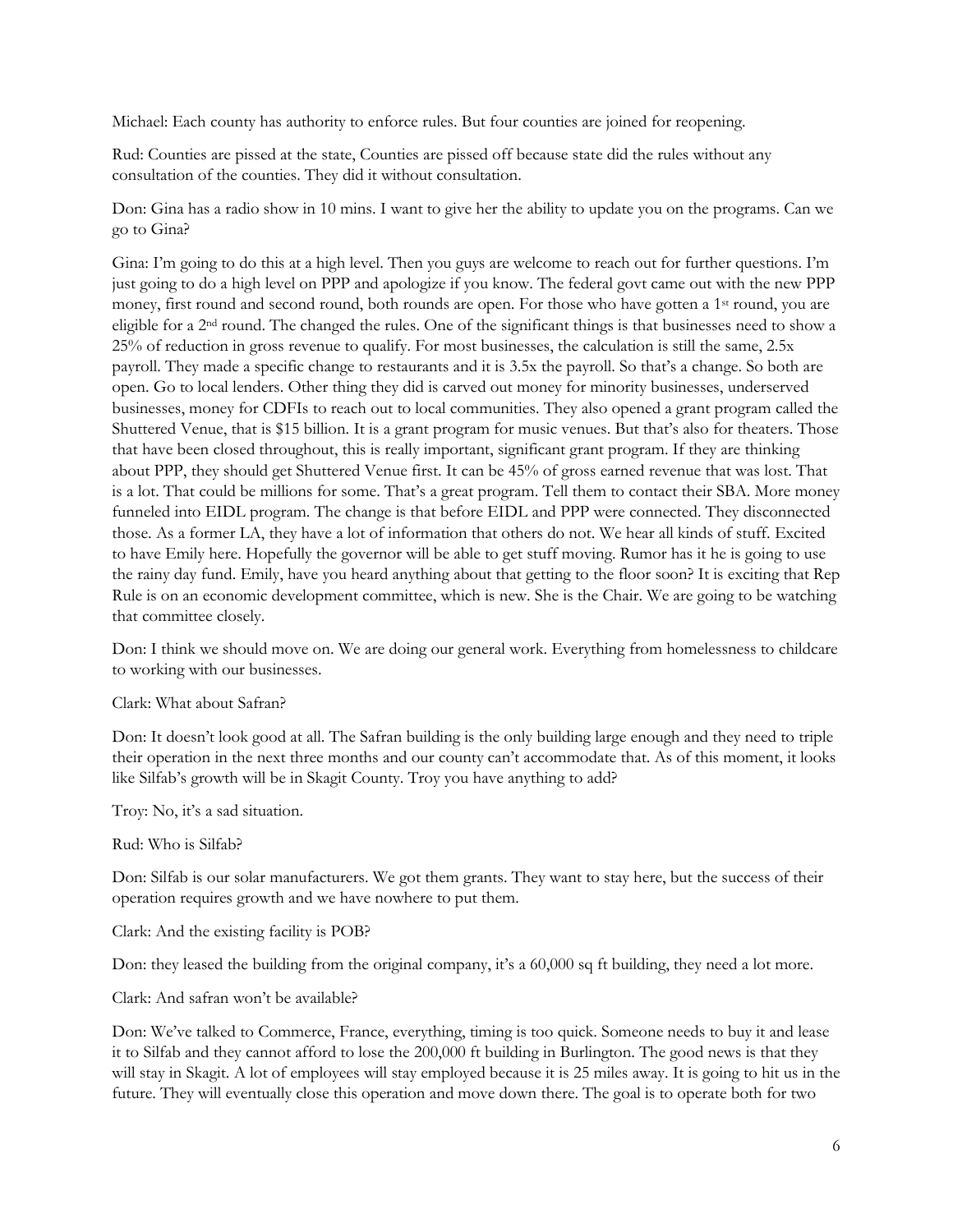Michael: Each county has authority to enforce rules. But four counties are joined for reopening.

Rud: Counties are pissed at the state, Counties are pissed off because state did the rules without any consultation of the counties. They did it without consultation.

Don: Gina has a radio show in 10 mins. I want to give her the ability to update you on the programs. Can we go to Gina?

Gina: I'm going to do this at a high level. Then you guys are welcome to reach out for further questions. I'm just going to do a high level on PPP and apologize if you know. The federal govt came out with the new PPP money, first round and second round, both rounds are open. For those who have gotten a 1st round, you are eligible for a 2nd round. The changed the rules. One of the significant things is that businesses need to show a 25% of reduction in gross revenue to qualify. For most businesses, the calculation is still the same, 2.5x payroll. They made a specific change to restaurants and it is 3.5x the payroll. So that's a change. So both are open. Go to local lenders. Other thing they did is carved out money for minority businesses, underserved businesses, money for CDFIs to reach out to local communities. They also opened a grant program called the Shuttered Venue, that is $15 billion. It is a grant program for music venues. But that's also for theaters. Those that have been closed throughout, this is really important, significant grant program. If they are thinking about PPP, they should get Shuttered Venue first. It can be 45% of gross earned revenue that was lost. That is a lot. That could be millions for some. That's a great program. Tell them to contact their SBA. More money funneled into EIDL program. The change is that before EIDL and PPP were connected. They disconnected those. As a former LA, they have a lot of information that others do not. We hear all kinds of stuff. Excited to have Emily here. Hopefully the governor will be able to get stuff moving. Rumor has it he is going to use the rainy day fund. Emily, have you heard anything about that getting to the floor soon? It is exciting that Rep Rule is on an economic development committee, which is new. She is the Chair. We are going to be watching that committee closely.

Don: I think we should move on. We are doing our general work. Everything from homelessness to childcare to working with our businesses.

Clark: What about Safran?

Don: It doesn't look good at all. The Safran building is the only building large enough and they need to triple their operation in the next three months and our county can't accommodate that. As of this moment, it looks like Silfab's growth will be in Skagit County. Troy you have anything to add?

Troy: No, it's a sad situation.

Rud: Who is Silfab?

Don: Silfab is our solar manufacturers. We got them grants. They want to stay here, but the success of their operation requires growth and we have nowhere to put them.

Clark: And the existing facility is POB?

Don: they leased the building from the original company, it's a 60,000 sq ft building, they need a lot more.

Clark: And safran won't be available?

Don: We've talked to Commerce, France, everything, timing is too quick. Someone needs to buy it and lease it to Silfab and they cannot afford to lose the 200,000 ft building in Burlington. The good news is that they will stay in Skagit. A lot of employees will stay employed because it is 25 miles away. It is going to hit us in the future. They will eventually close this operation and move down there. The goal is to operate both for two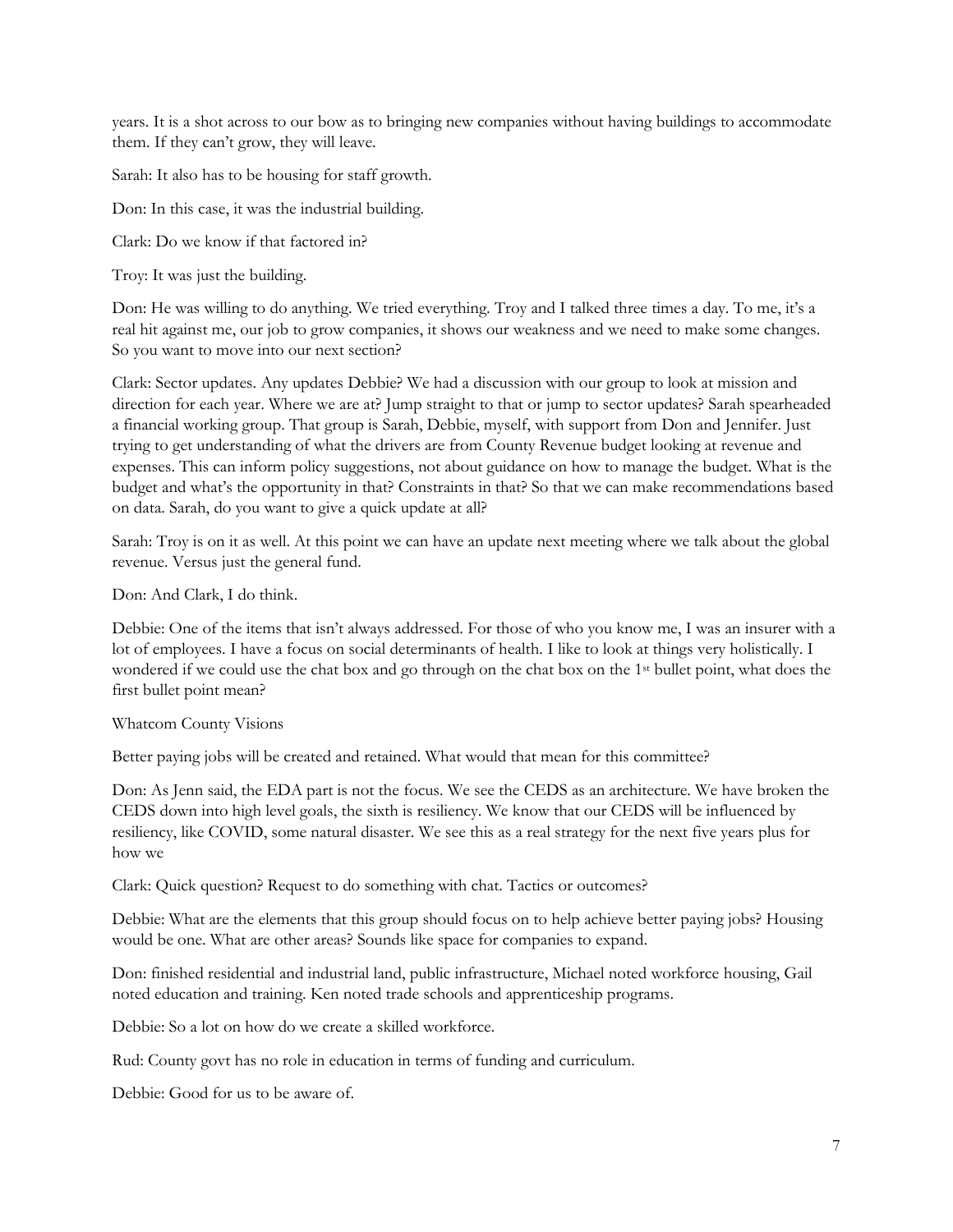years. It is a shot across to our bow as to bringing new companies without having buildings to accommodate them. If they can't grow, they will leave.

Sarah: It also has to be housing for staff growth.

Don: In this case, it was the industrial building.

Clark: Do we know if that factored in?

Troy: It was just the building.

Don: He was willing to do anything. We tried everything. Troy and I talked three times a day. To me, it's a real hit against me, our job to grow companies, it shows our weakness and we need to make some changes. So you want to move into our next section?

Clark: Sector updates. Any updates Debbie? We had a discussion with our group to look at mission and direction for each year. Where we are at? Jump straight to that or jump to sector updates? Sarah spearheaded a financial working group. That group is Sarah, Debbie, myself, with support from Don and Jennifer. Just trying to get understanding of what the drivers are from County Revenue budget looking at revenue and expenses. This can inform policy suggestions, not about guidance on how to manage the budget. What is the budget and what's the opportunity in that? Constraints in that? So that we can make recommendations based on data. Sarah, do you want to give a quick update at all?

Sarah: Troy is on it as well. At this point we can have an update next meeting where we talk about the global revenue. Versus just the general fund.

Don: And Clark, I do think.

Debbie: One of the items that isn't always addressed. For those of who you know me, I was an insurer with a lot of employees. I have a focus on social determinants of health. I like to look at things very holistically. I wondered if we could use the chat box and go through on the chat box on the 1st bullet point, what does the first bullet point mean?

Whatcom County Visions

Better paying jobs will be created and retained. What would that mean for this committee?

Don: As Jenn said, the EDA part is not the focus. We see the CEDS as an architecture. We have broken the CEDS down into high level goals, the sixth is resiliency. We know that our CEDS will be influenced by resiliency, like COVID, some natural disaster. We see this as a real strategy for the next five years plus for how we

Clark: Quick question? Request to do something with chat. Tactics or outcomes?

Debbie: What are the elements that this group should focus on to help achieve better paying jobs? Housing would be one. What are other areas? Sounds like space for companies to expand.

Don: finished residential and industrial land, public infrastructure, Michael noted workforce housing, Gail noted education and training. Ken noted trade schools and apprenticeship programs.

Debbie: So a lot on how do we create a skilled workforce.

Rud: County govt has no role in education in terms of funding and curriculum.

Debbie: Good for us to be aware of.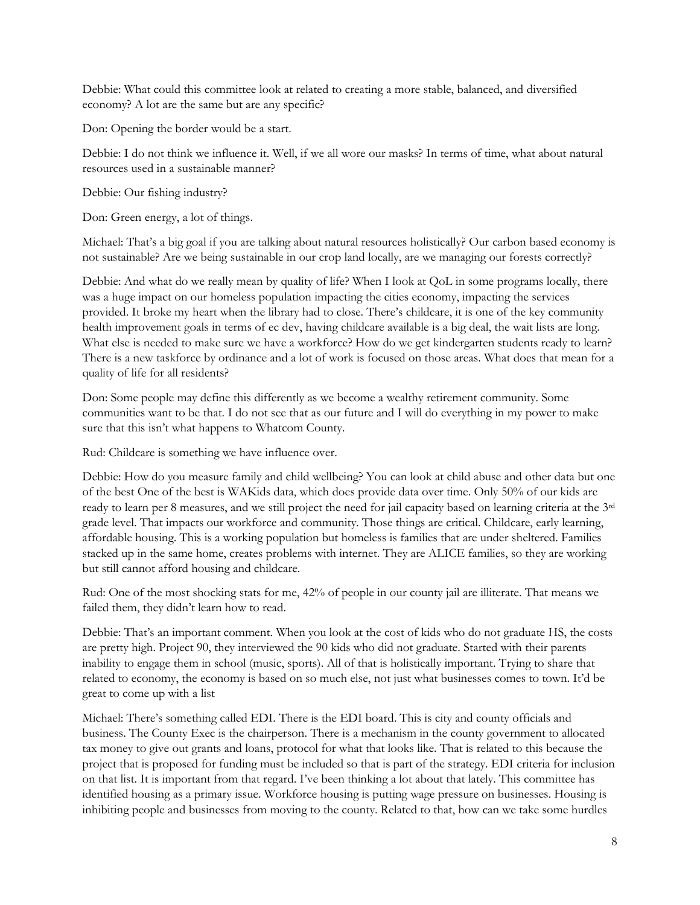Debbie: What could this committee look at related to creating a more stable, balanced, and diversified economy? A lot are the same but are any specific?

Don: Opening the border would be a start.

Debbie: I do not think we influence it. Well, if we all wore our masks? In terms of time, what about natural resources used in a sustainable manner?

Debbie: Our fishing industry?

Don: Green energy, a lot of things.

Michael: That's a big goal if you are talking about natural resources holistically? Our carbon based economy is not sustainable? Are we being sustainable in our crop land locally, are we managing our forests correctly?

Debbie: And what do we really mean by quality of life? When I look at QoL in some programs locally, there was a huge impact on our homeless population impacting the cities economy, impacting the services provided. It broke my heart when the library had to close. There's childcare, it is one of the key community health improvement goals in terms of ec dev, having childcare available is a big deal, the wait lists are long. What else is needed to make sure we have a workforce? How do we get kindergarten students ready to learn? There is a new taskforce by ordinance and a lot of work is focused on those areas. What does that mean for a quality of life for all residents?

Don: Some people may define this differently as we become a wealthy retirement community. Some communities want to be that. I do not see that as our future and I will do everything in my power to make sure that this isn't what happens to Whatcom County.

Rud: Childcare is something we have influence over.

Debbie: How do you measure family and child wellbeing? You can look at child abuse and other data but one of the best One of the best is WAKids data, which does provide data over time. Only 50% of our kids are ready to learn per 8 measures, and we still project the need for jail capacity based on learning criteria at the 3rd grade level. That impacts our workforce and community. Those things are critical. Childcare, early learning, affordable housing. This is a working population but homeless is families that are under sheltered. Families stacked up in the same home, creates problems with internet. They are ALICE families, so they are working but still cannot afford housing and childcare.

Rud: One of the most shocking stats for me, 42% of people in our county jail are illiterate. That means we failed them, they didn't learn how to read.

Debbie: That's an important comment. When you look at the cost of kids who do not graduate HS, the costs are pretty high. Project 90, they interviewed the 90 kids who did not graduate. Started with their parents inability to engage them in school (music, sports). All of that is holistically important. Trying to share that related to economy, the economy is based on so much else, not just what businesses comes to town. It'd be great to come up with a list

Michael: There's something called EDI. There is the EDI board. This is city and county officials and business. The County Exec is the chairperson. There is a mechanism in the county government to allocated tax money to give out grants and loans, protocol for what that looks like. That is related to this because the project that is proposed for funding must be included so that is part of the strategy. EDI criteria for inclusion on that list. It is important from that regard. I've been thinking a lot about that lately. This committee has identified housing as a primary issue. Workforce housing is putting wage pressure on businesses. Housing is inhibiting people and businesses from moving to the county. Related to that, how can we take some hurdles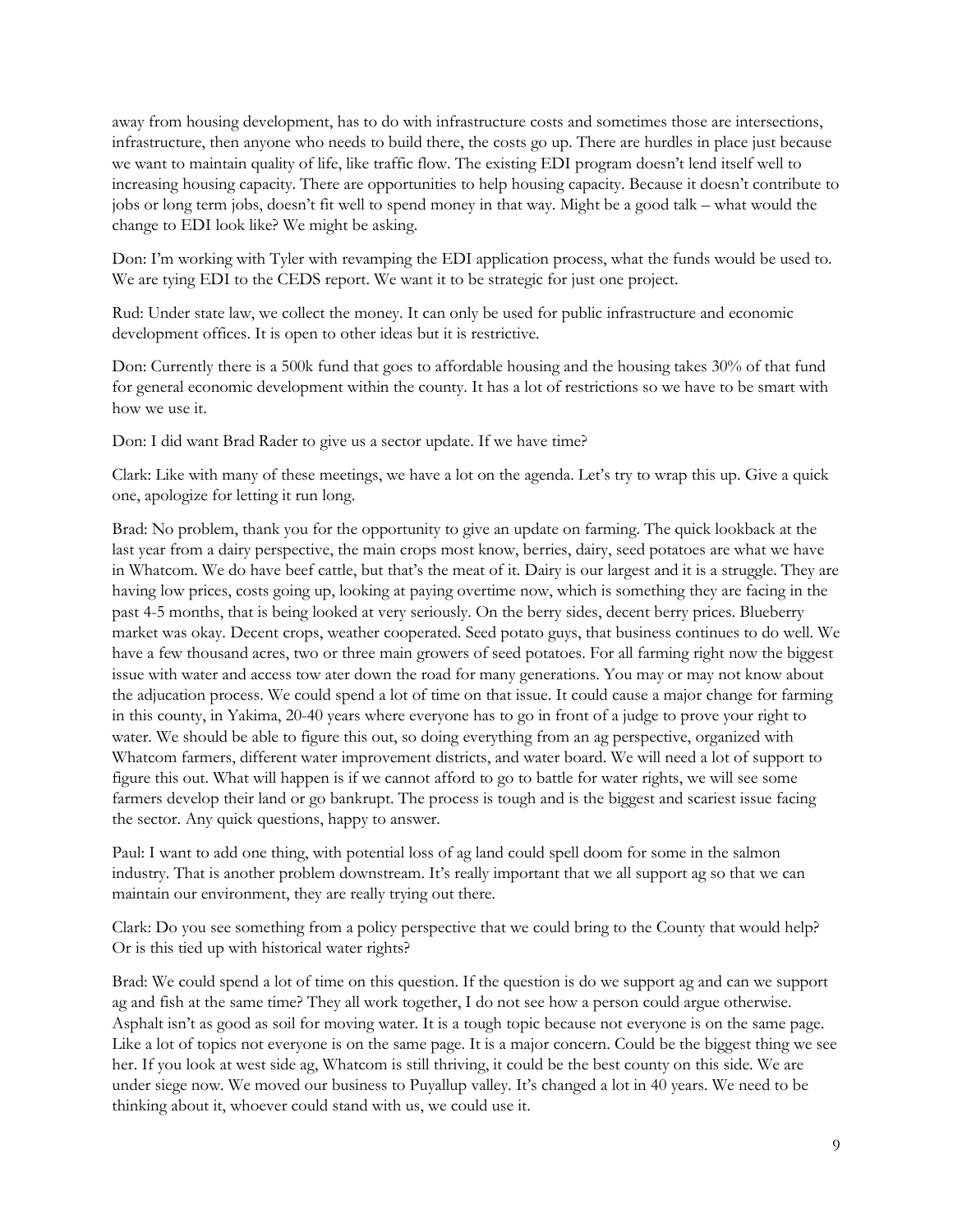away from housing development, has to do with infrastructure costs and sometimes those are intersections, infrastructure, then anyone who needs to build there, the costs go up. There are hurdles in place just because we want to maintain quality of life, like traffic flow. The existing EDI program doesn't lend itself well to increasing housing capacity. There are opportunities to help housing capacity. Because it doesn't contribute to jobs or long term jobs, doesn't fit well to spend money in that way. Might be a good talk – what would the change to EDI look like? We might be asking.

Don: I'm working with Tyler with revamping the EDI application process, what the funds would be used to. We are tying EDI to the CEDS report. We want it to be strategic for just one project.

Rud: Under state law, we collect the money. It can only be used for public infrastructure and economic development offices. It is open to other ideas but it is restrictive.

Don: Currently there is a 500k fund that goes to affordable housing and the housing takes 30% of that fund for general economic development within the county. It has a lot of restrictions so we have to be smart with how we use it.

Don: I did want Brad Rader to give us a sector update. If we have time?

Clark: Like with many of these meetings, we have a lot on the agenda. Let's try to wrap this up. Give a quick one, apologize for letting it run long.

Brad: No problem, thank you for the opportunity to give an update on farming. The quick lookback at the last year from a dairy perspective, the main crops most know, berries, dairy, seed potatoes are what we have in Whatcom. We do have beef cattle, but that's the meat of it. Dairy is our largest and it is a struggle. They are having low prices, costs going up, looking at paying overtime now, which is something they are facing in the past 4-5 months, that is being looked at very seriously. On the berry sides, decent berry prices. Blueberry market was okay. Decent crops, weather cooperated. Seed potato guys, that business continues to do well. We have a few thousand acres, two or three main growers of seed potatoes. For all farming right now the biggest issue with water and access tow ater down the road for many generations. You may or may not know about the adjucation process. We could spend a lot of time on that issue. It could cause a major change for farming in this county, in Yakima, 20-40 years where everyone has to go in front of a judge to prove your right to water. We should be able to figure this out, so doing everything from an ag perspective, organized with Whatcom farmers, different water improvement districts, and water board. We will need a lot of support to figure this out. What will happen is if we cannot afford to go to battle for water rights, we will see some farmers develop their land or go bankrupt. The process is tough and is the biggest and scariest issue facing the sector. Any quick questions, happy to answer.

Paul: I want to add one thing, with potential loss of ag land could spell doom for some in the salmon industry. That is another problem downstream. It's really important that we all support ag so that we can maintain our environment, they are really trying out there.

Clark: Do you see something from a policy perspective that we could bring to the County that would help? Or is this tied up with historical water rights?

Brad: We could spend a lot of time on this question. If the question is do we support ag and can we support ag and fish at the same time? They all work together, I do not see how a person could argue otherwise. Asphalt isn't as good as soil for moving water. It is a tough topic because not everyone is on the same page. Like a lot of topics not everyone is on the same page. It is a major concern. Could be the biggest thing we see her. If you look at west side ag, Whatcom is still thriving, it could be the best county on this side. We are under siege now. We moved our business to Puyallup valley. It's changed a lot in 40 years. We need to be thinking about it, whoever could stand with us, we could use it.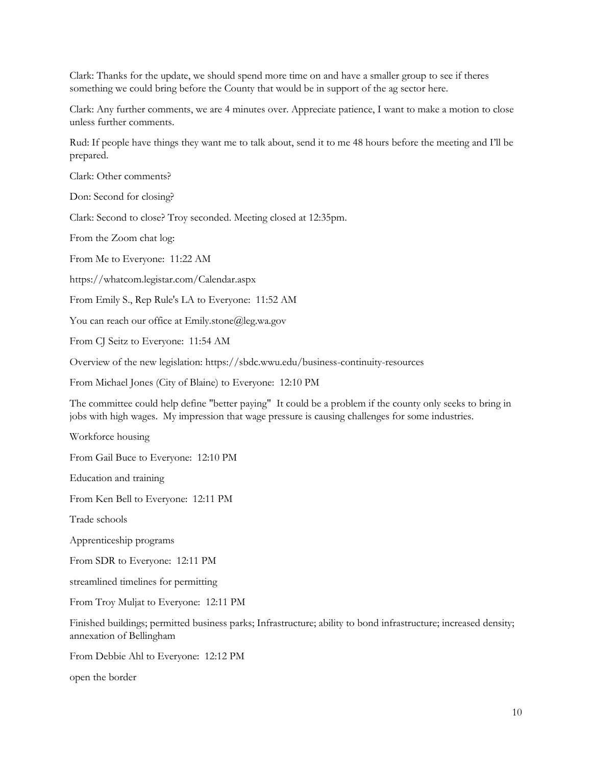Clark: Thanks for the update, we should spend more time on and have a smaller group to see if theres something we could bring before the County that would be in support of the ag sector here.

Clark: Any further comments, we are 4 minutes over. Appreciate patience, I want to make a motion to close unless further comments.

Rud: If people have things they want me to talk about, send it to me 48 hours before the meeting and I'll be prepared.

Clark: Other comments?

Don: Second for closing?

Clark: Second to close? Troy seconded. Meeting closed at 12:35pm.

From the Zoom chat log:

From Me to Everyone: 11:22 AM

https://whatcom.legistar.com/Calendar.aspx

From Emily S., Rep Rule's LA to Everyone: 11:52 AM

You can reach our office at Emily.stone@leg.wa.gov

From CJ Seitz to Everyone: 11:54 AM

Overview of the new legislation: https://sbdc.wwu.edu/business-continuity-resources

From Michael Jones (City of Blaine) to Everyone: 12:10 PM

The committee could help define "better paying" It could be a problem if the county only seeks to bring in jobs with high wages. My impression that wage pressure is causing challenges for some industries.

Workforce housing

From Gail Buce to Everyone: 12:10 PM

Education and training

From Ken Bell to Everyone: 12:11 PM

Trade schools

Apprenticeship programs

From SDR to Everyone: 12:11 PM

streamlined timelines for permitting

From Troy Muljat to Everyone: 12:11 PM

Finished buildings; permitted business parks; Infrastructure; ability to bond infrastructure; increased density; annexation of Bellingham

From Debbie Ahl to Everyone: 12:12 PM

open the border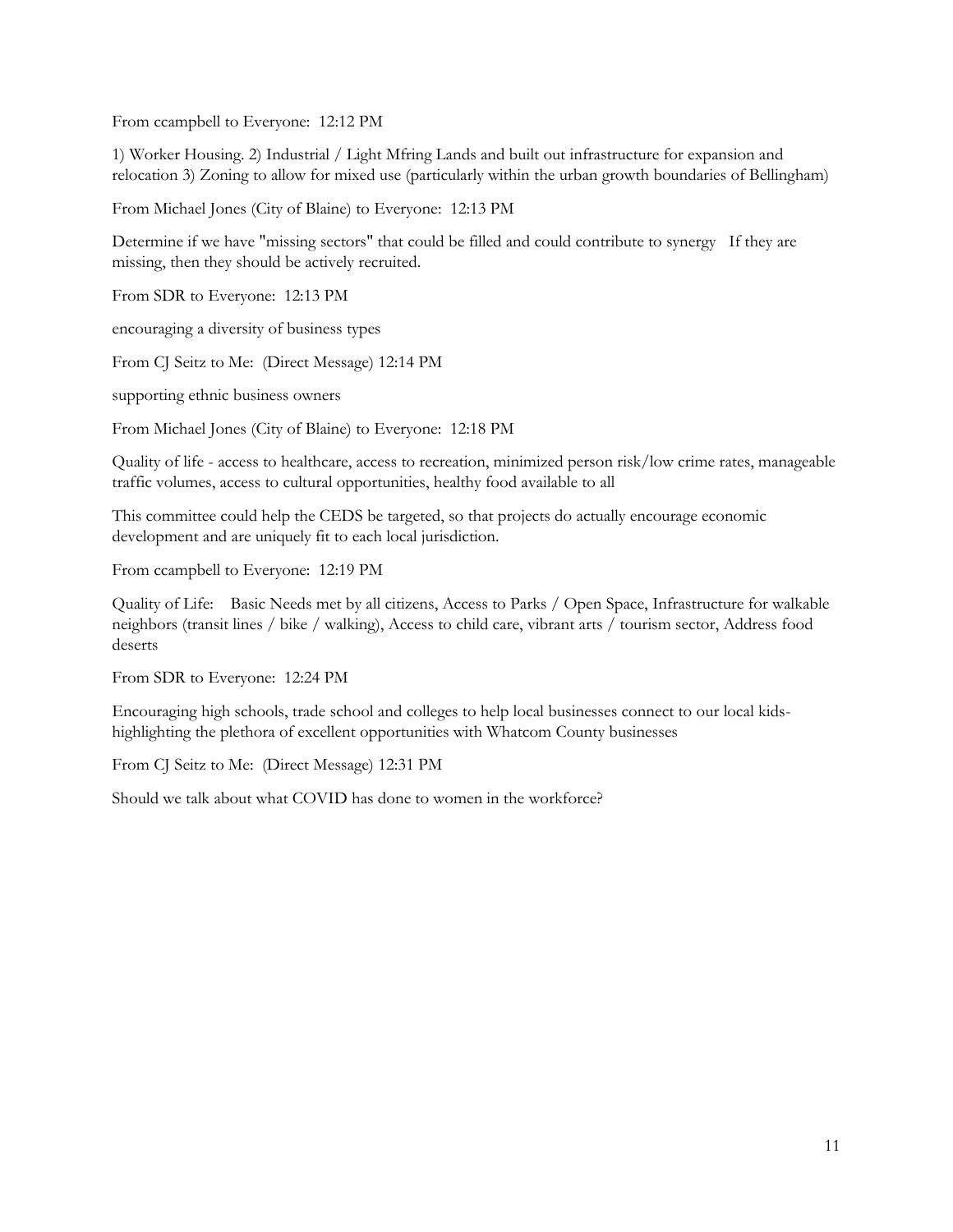From ccampbell to Everyone: 12:12 PM

1) Worker Housing. 2) Industrial / Light Mfring Lands and built out infrastructure for expansion and relocation 3) Zoning to allow for mixed use (particularly within the urban growth boundaries of Bellingham)

From Michael Jones (City of Blaine) to Everyone: 12:13 PM

Determine if we have "missing sectors" that could be filled and could contribute to synergy If they are missing, then they should be actively recruited.

From SDR to Everyone: 12:13 PM

encouraging a diversity of business types

From CJ Seitz to Me: (Direct Message) 12:14 PM

supporting ethnic business owners

From Michael Jones (City of Blaine) to Everyone: 12:18 PM

Quality of life - access to healthcare, access to recreation, minimized person risk/low crime rates, manageable traffic volumes, access to cultural opportunities, healthy food available to all

This committee could help the CEDS be targeted, so that projects do actually encourage economic development and are uniquely fit to each local jurisdiction.

From ccampbell to Everyone: 12:19 PM

Quality of Life: Basic Needs met by all citizens, Access to Parks / Open Space, Infrastructure for walkable neighbors (transit lines / bike / walking), Access to child care, vibrant arts / tourism sector, Address food deserts

From SDR to Everyone: 12:24 PM

Encouraging high schools, trade school and colleges to help local businesses connect to our local kids- highlighting the plethora of excellent opportunities with Whatcom County businesses

From CJ Seitz to Me: (Direct Message) 12:31 PM

Should we talk about what COVID has done to women in the workforce?